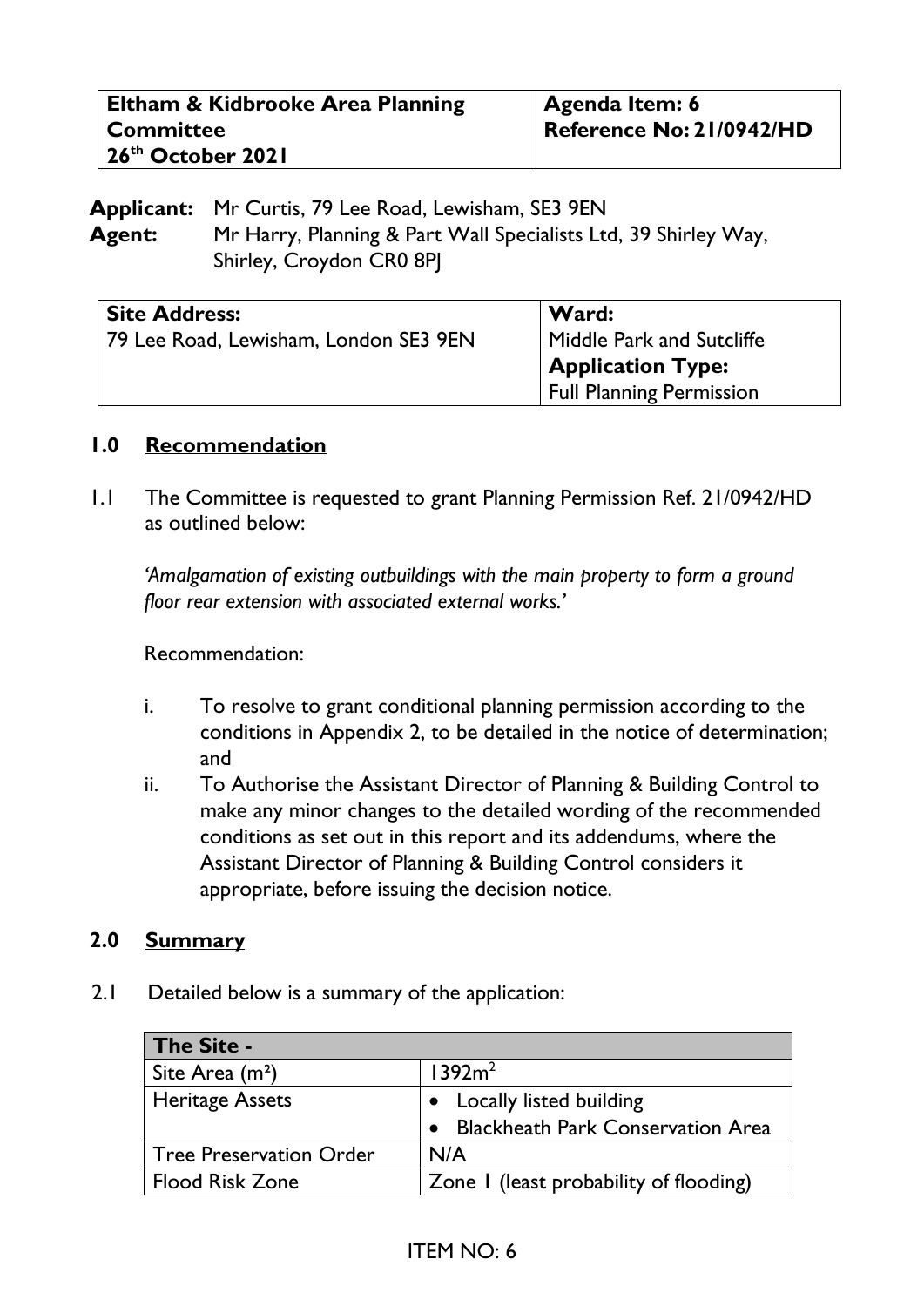| Eltham & Kidbrooke Area Planning Committee 26th October 2021 | Agenda Item: 6 Reference No: 21/0942/HD |
|---|---|

**Applicant:** Mr Curtis, 79 Lee Road, Lewisham, SE3 9EN
**Agent:** Mr Harry, Planning & Part Wall Specialists Ltd, 39 Shirley Way, Shirley, Croydon CR0 8PJ

| Site Address: | Ward: |
|---|---|
| 79 Lee Road, Lewisham, London SE3 9EN | Middle Park and Sutcliffe |
| | **Application Type:** |
| | Full Planning Permission |

## 1.0 Recommendation

1.1 The Committee is requested to grant Planning Permission Ref. 21/0942/HD as outlined below:

*'Amalgamation of existing outbuildings with the main property to form a ground floor rear extension with associated external works.'*

Recommendation:

i. To resolve to grant conditional planning permission according to the conditions in Appendix 2, to be detailed in the notice of determination; and

ii. To Authorise the Assistant Director of Planning & Building Control to make any minor changes to the detailed wording of the recommended conditions as set out in this report and its addendums, where the Assistant Director of Planning & Building Control considers it appropriate, before issuing the decision notice.

## 2.0 Summary

2.1 Detailed below is a summary of the application:

| The Site - | |
|---|---|
| Site Area ($m^2$) | $1392m^2$ |
| Heritage Assets | • Locally listed building<br>• Blackheath Park Conservation Area |
| Tree Preservation Order | N/A |
| Flood Risk Zone | Zone 1 (least probability of flooding) |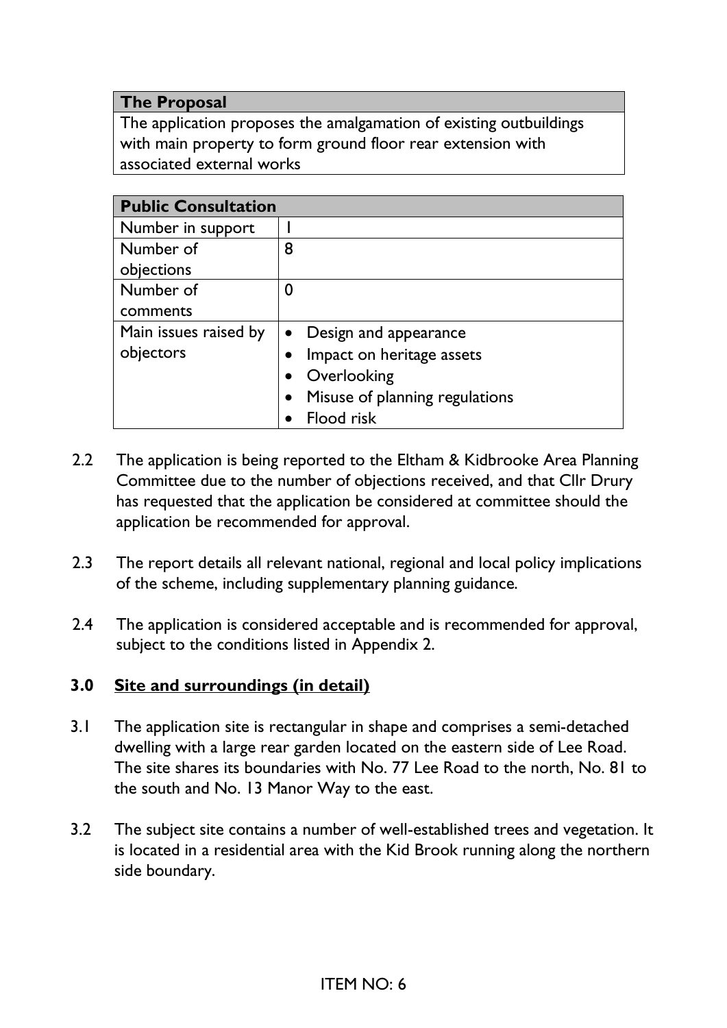| The Proposal |
| --- |
| The application proposes the amalgamation of existing outbuildings with main property to form ground floor rear extension with associated external works |

| Public Consultation | |
| --- | --- |
| Number in support | 1 |
| Number of objections | 8 |
| Number of comments | 0 |
| Main issues raised by objectors | • Design and appearance<br>• Impact on heritage assets<br>• Overlooking<br>• Misuse of planning regulations<br>• Flood risk |

2.2 The application is being reported to the Eltham & Kidbrooke Area Planning Committee due to the number of objections received, and that Cllr Drury has requested that the application be considered at committee should the application be recommended for approval.

2.3 The report details all relevant national, regional and local policy implications of the scheme, including supplementary planning guidance.

2.4 The application is considered acceptable and is recommended for approval, subject to the conditions listed in Appendix 2.

## 3.0 Site and surroundings (in detail)

3.1 The application site is rectangular in shape and comprises a semi-detached dwelling with a large rear garden located on the eastern side of Lee Road. The site shares its boundaries with No. 77 Lee Road to the north, No. 81 to the south and No. 13 Manor Way to the east.

3.2 The subject site contains a number of well-established trees and vegetation. It is located in a residential area with the Kid Brook running along the northern side boundary.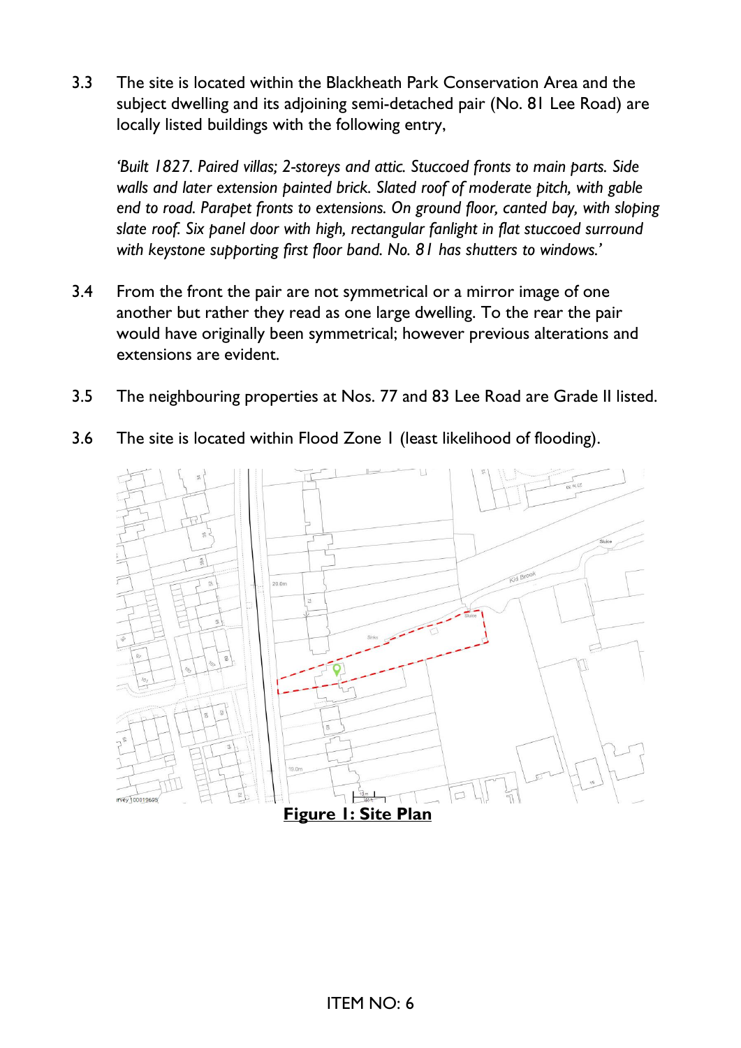3.3 The site is located within the Blackheath Park Conservation Area and the subject dwelling and its adjoining semi-detached pair (No. 81 Lee Road) are locally listed buildings with the following entry,

*'Built 1827. Paired villas; 2-storeys and attic. Stuccoed fronts to main parts. Side walls and later extension painted brick. Slated roof of moderate pitch, with gable end to road. Parapet fronts to extensions. On ground floor, canted bay, with sloping slate roof. Six panel door with high, rectangular fanlight in flat stuccoed surround with keystone supporting first floor band. No. 81 has shutters to windows.'*

3.4 From the front the pair are not symmetrical or a mirror image of one another but rather they read as one large dwelling. To the rear the pair would have originally been symmetrical; however previous alterations and extensions are evident.

3.5 The neighbouring properties at Nos. 77 and 83 Lee Road are Grade II listed.

3.6 The site is located within Flood Zone 1 (least likelihood of flooding).

**Figure 1: Site Plan**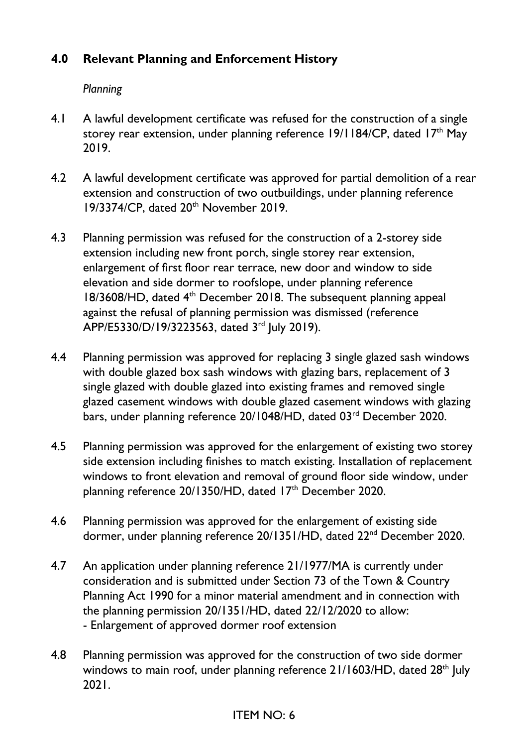## 4.0 Relevant Planning and Enforcement History

*Planning*

4.1 A lawful development certificate was refused for the construction of a single storey rear extension, under planning reference 19/1184/CP, dated 17th May 2019.

4.2 A lawful development certificate was approved for partial demolition of a rear extension and construction of two outbuildings, under planning reference 19/3374/CP, dated 20th November 2019.

4.3 Planning permission was refused for the construction of a 2-storey side extension including new front porch, single storey rear extension, enlargement of first floor rear terrace, new door and window to side elevation and side dormer to roofslope, under planning reference 18/3608/HD, dated 4th December 2018. The subsequent planning appeal against the refusal of planning permission was dismissed (reference APP/E5330/D/19/3223563, dated 3rd July 2019).

4.4 Planning permission was approved for replacing 3 single glazed sash windows with double glazed box sash windows with glazing bars, replacement of 3 single glazed with double glazed into existing frames and removed single glazed casement windows with double glazed casement windows with glazing bars, under planning reference 20/1048/HD, dated 03rd December 2020.

4.5 Planning permission was approved for the enlargement of existing two storey side extension including finishes to match existing. Installation of replacement windows to front elevation and removal of ground floor side window, under planning reference 20/1350/HD, dated 17th December 2020.

4.6 Planning permission was approved for the enlargement of existing side dormer, under planning reference 20/1351/HD, dated 22nd December 2020.

4.7 An application under planning reference 21/1977/MA is currently under consideration and is submitted under Section 73 of the Town & Country Planning Act 1990 for a minor material amendment and in connection with the planning permission 20/1351/HD, dated 22/12/2020 to allow:
- Enlargement of approved dormer roof extension

4.8 Planning permission was approved for the construction of two side dormer windows to main roof, under planning reference 21/1603/HD, dated 28th July 2021.

ITEM NO: 6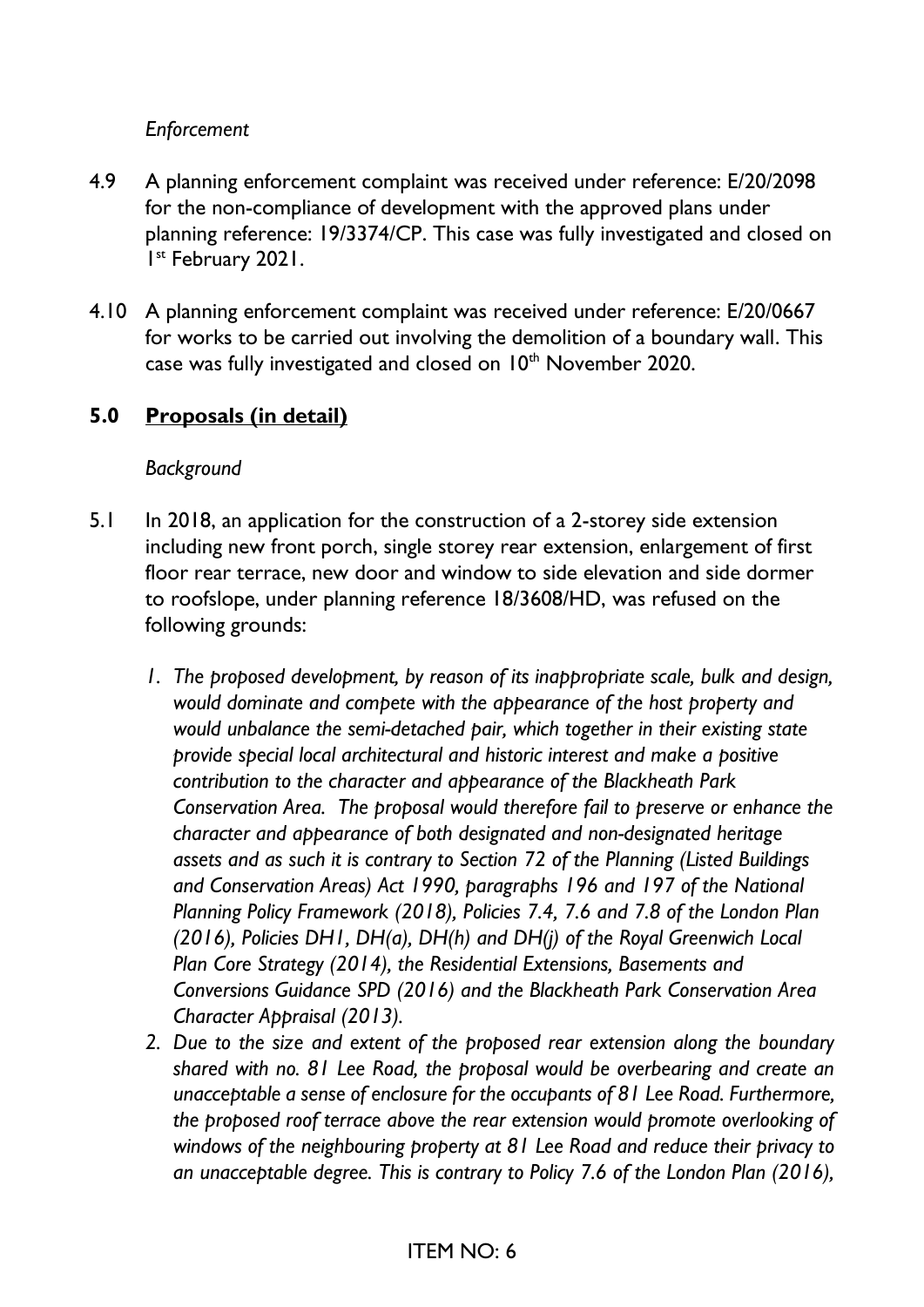*Enforcement*

4.9 A planning enforcement complaint was received under reference: E/20/2098 for the non-compliance of development with the approved plans under planning reference: 19/3374/CP. This case was fully investigated and closed on 1st February 2021.

4.10 A planning enforcement complaint was received under reference: E/20/0667 for works to be carried out involving the demolition of a boundary wall. This case was fully investigated and closed on 10th November 2020.

## 5.0 Proposals (in detail)

*Background*

5.1 In 2018, an application for the construction of a 2-storey side extension including new front porch, single storey rear extension, enlargement of first floor rear terrace, new door and window to side elevation and side dormer to roofslope, under planning reference 18/3608/HD, was refused on the following grounds:

1. *The proposed development, by reason of its inappropriate scale, bulk and design, would dominate and compete with the appearance of the host property and would unbalance the semi-detached pair, which together in their existing state provide special local architectural and historic interest and make a positive contribution to the character and appearance of the Blackheath Park Conservation Area. The proposal would therefore fail to preserve or enhance the character and appearance of both designated and non-designated heritage assets and as such it is contrary to Section 72 of the Planning (Listed Buildings and Conservation Areas) Act 1990, paragraphs 196 and 197 of the National Planning Policy Framework (2018), Policies 7.4, 7.6 and 7.8 of the London Plan (2016), Policies DH1, DH(a), DH(h) and DH(j) of the Royal Greenwich Local Plan Core Strategy (2014), the Residential Extensions, Basements and Conversions Guidance SPD (2016) and the Blackheath Park Conservation Area Character Appraisal (2013).*
2. *Due to the size and extent of the proposed rear extension along the boundary shared with no. 81 Lee Road, the proposal would be overbearing and create an unacceptable a sense of enclosure for the occupants of 81 Lee Road. Furthermore, the proposed roof terrace above the rear extension would promote overlooking of windows of the neighbouring property at 81 Lee Road and reduce their privacy to an unacceptable degree. This is contrary to Policy 7.6 of the London Plan (2016),*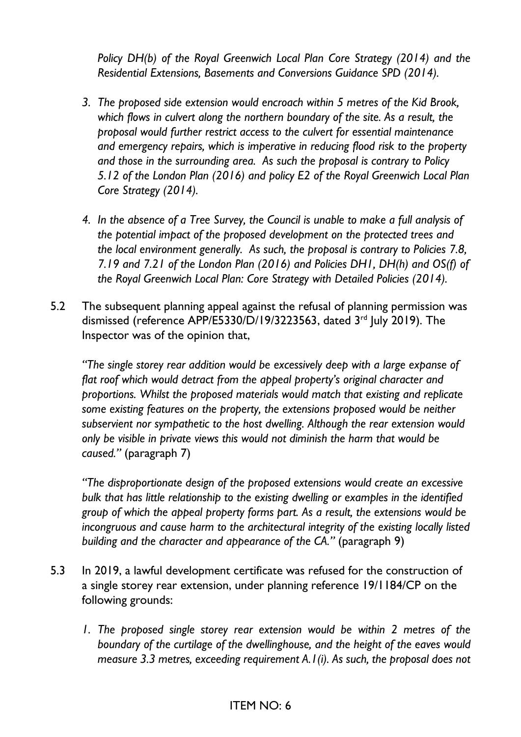*Policy DH(b) of the Royal Greenwich Local Plan Core Strategy (2014) and the Residential Extensions, Basements and Conversions Guidance SPD (2014).*

3. *The proposed side extension would encroach within 5 metres of the Kid Brook, which flows in culvert along the northern boundary of the site. As a result, the proposal would further restrict access to the culvert for essential maintenance and emergency repairs, which is imperative in reducing flood risk to the property and those in the surrounding area. As such the proposal is contrary to Policy 5.12 of the London Plan (2016) and policy E2 of the Royal Greenwich Local Plan Core Strategy (2014).*

4. *In the absence of a Tree Survey, the Council is unable to make a full analysis of the potential impact of the proposed development on the protected trees and the local environment generally. As such, the proposal is contrary to Policies 7.8, 7.19 and 7.21 of the London Plan (2016) and Policies DH1, DH(h) and OS(f) of the Royal Greenwich Local Plan: Core Strategy with Detailed Policies (2014).*

5.2 The subsequent planning appeal against the refusal of planning permission was dismissed (reference APP/E5330/D/19/3223563, dated 3rd July 2019). The Inspector was of the opinion that,

*"The single storey rear addition would be excessively deep with a large expanse of flat roof which would detract from the appeal property's original character and proportions. Whilst the proposed materials would match that existing and replicate some existing features on the property, the extensions proposed would be neither subservient nor sympathetic to the host dwelling. Although the rear extension would only be visible in private views this would not diminish the harm that would be caused."* (paragraph 7)

*"The disproportionate design of the proposed extensions would create an excessive bulk that has little relationship to the existing dwelling or examples in the identified group of which the appeal property forms part. As a result, the extensions would be incongruous and cause harm to the architectural integrity of the existing locally listed building and the character and appearance of the CA."* (paragraph 9)

5.3 In 2019, a lawful development certificate was refused for the construction of a single storey rear extension, under planning reference 19/1184/CP on the following grounds:

1. *The proposed single storey rear extension would be within 2 metres of the boundary of the curtilage of the dwellinghouse, and the height of the eaves would measure 3.3 metres, exceeding requirement A.1(i). As such, the proposal does not*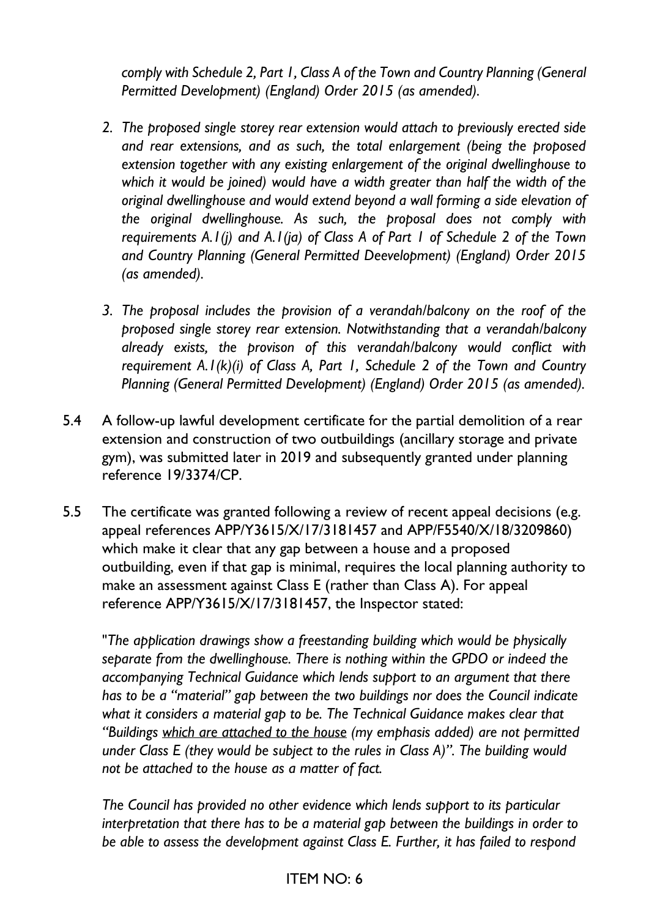*comply with Schedule 2, Part 1, Class A of the Town and Country Planning (General Permitted Development) (England) Order 2015 (as amended).*

2. *The proposed single storey rear extension would attach to previously erected side and rear extensions, and as such, the total enlargement (being the proposed extension together with any existing enlargement of the original dwellinghouse to which it would be joined) would have a width greater than half the width of the original dwellinghouse and would extend beyond a wall forming a side elevation of the original dwellinghouse. As such, the proposal does not comply with requirements A.1(j) and A.1(ja) of Class A of Part 1 of Schedule 2 of the Town and Country Planning (General Permitted Deevelopment) (England) Order 2015 (as amended).*

3. *The proposal includes the provision of a verandah/balcony on the roof of the proposed single storey rear extension. Notwithstanding that a verandah/balcony already exists, the provison of this verandah/balcony would conflict with requirement A.1(k)(i) of Class A, Part 1, Schedule 2 of the Town and Country Planning (General Permitted Development) (England) Order 2015 (as amended).*

5.4 A follow-up lawful development certificate for the partial demolition of a rear extension and construction of two outbuildings (ancillary storage and private gym), was submitted later in 2019 and subsequently granted under planning reference 19/3374/CP.

5.5 The certificate was granted following a review of recent appeal decisions (e.g. appeal references APP/Y3615/X/17/3181457 and APP/F5540/X/18/3209860) which make it clear that any gap between a house and a proposed outbuilding, even if that gap is minimal, requires the local planning authority to make an assessment against Class E (rather than Class A). For appeal reference APP/Y3615/X/17/3181457, the Inspector stated:

"*The application drawings show a freestanding building which would be physically separate from the dwellinghouse. There is nothing within the GPDO or indeed the accompanying Technical Guidance which lends support to an argument that there has to be a "material" gap between the two buildings nor does the Council indicate what it considers a material gap to be. The Technical Guidance makes clear that "Buildings <u>which are attached to the house</u> (my emphasis added) are not permitted under Class E (they would be subject to the rules in Class A)". The building would not be attached to the house as a matter of fact.*

*The Council has provided no other evidence which lends support to its particular interpretation that there has to be a material gap between the buildings in order to be able to assess the development against Class E. Further, it has failed to respond*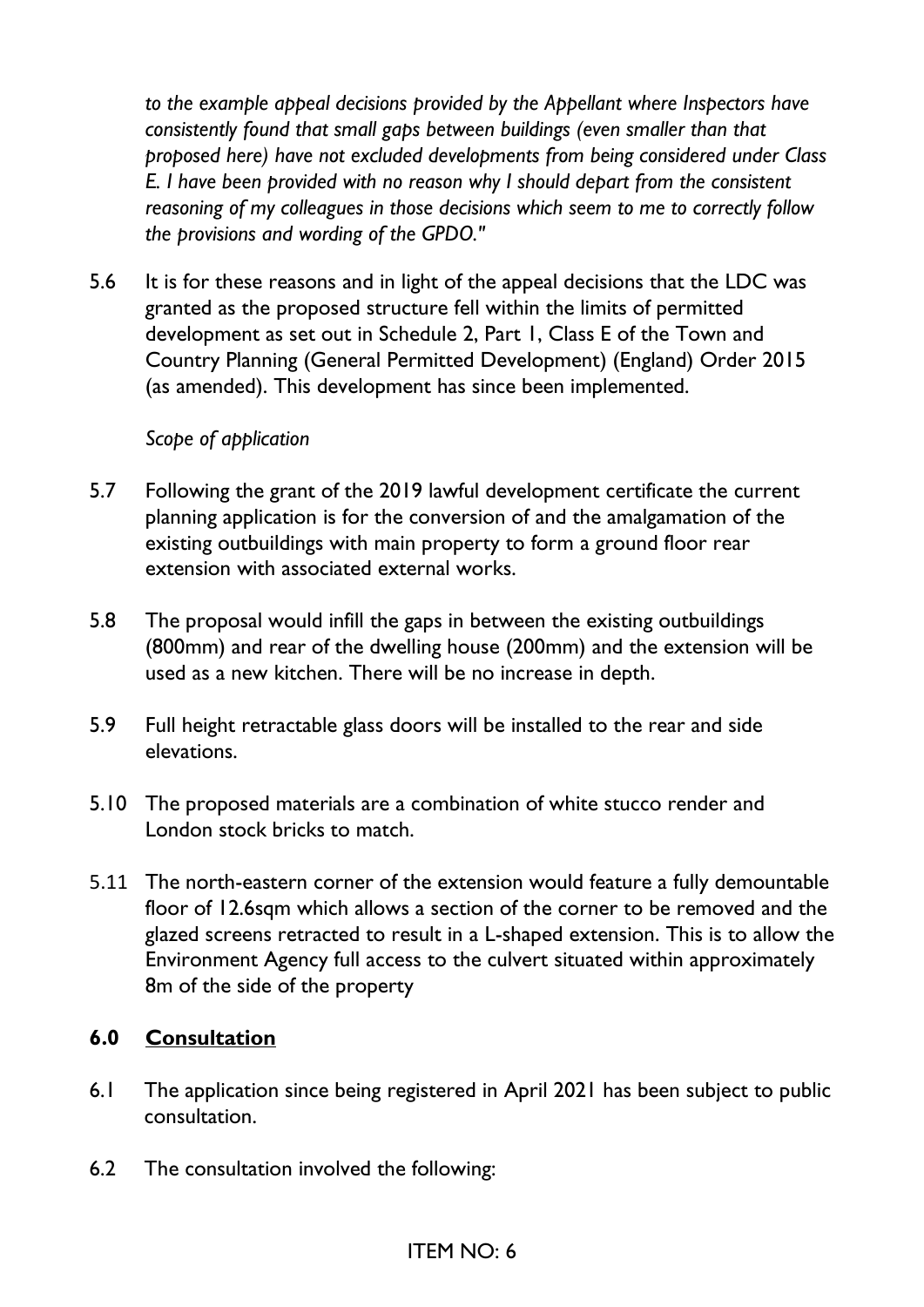*to the example appeal decisions provided by the Appellant where Inspectors have consistently found that small gaps between buildings (even smaller than that proposed here) have not excluded developments from being considered under Class E. I have been provided with no reason why I should depart from the consistent reasoning of my colleagues in those decisions which seem to me to correctly follow the provisions and wording of the GPDO."*

5.6 It is for these reasons and in light of the appeal decisions that the LDC was granted as the proposed structure fell within the limits of permitted development as set out in Schedule 2, Part 1, Class E of the Town and Country Planning (General Permitted Development) (England) Order 2015 (as amended). This development has since been implemented.

*Scope of application*

5.7 Following the grant of the 2019 lawful development certificate the current planning application is for the conversion of and the amalgamation of the existing outbuildings with main property to form a ground floor rear extension with associated external works.

5.8 The proposal would infill the gaps in between the existing outbuildings (800mm) and rear of the dwelling house (200mm) and the extension will be used as a new kitchen. There will be no increase in depth.

5.9 Full height retractable glass doors will be installed to the rear and side elevations.

5.10 The proposed materials are a combination of white stucco render and London stock bricks to match.

5.11 The north-eastern corner of the extension would feature a fully demountable floor of 12.6sqm which allows a section of the corner to be removed and the glazed screens retracted to result in a L-shaped extension. This is to allow the Environment Agency full access to the culvert situated within approximately 8m of the side of the property

## 6.0 Consultation

6.1 The application since being registered in April 2021 has been subject to public consultation.

6.2 The consultation involved the following: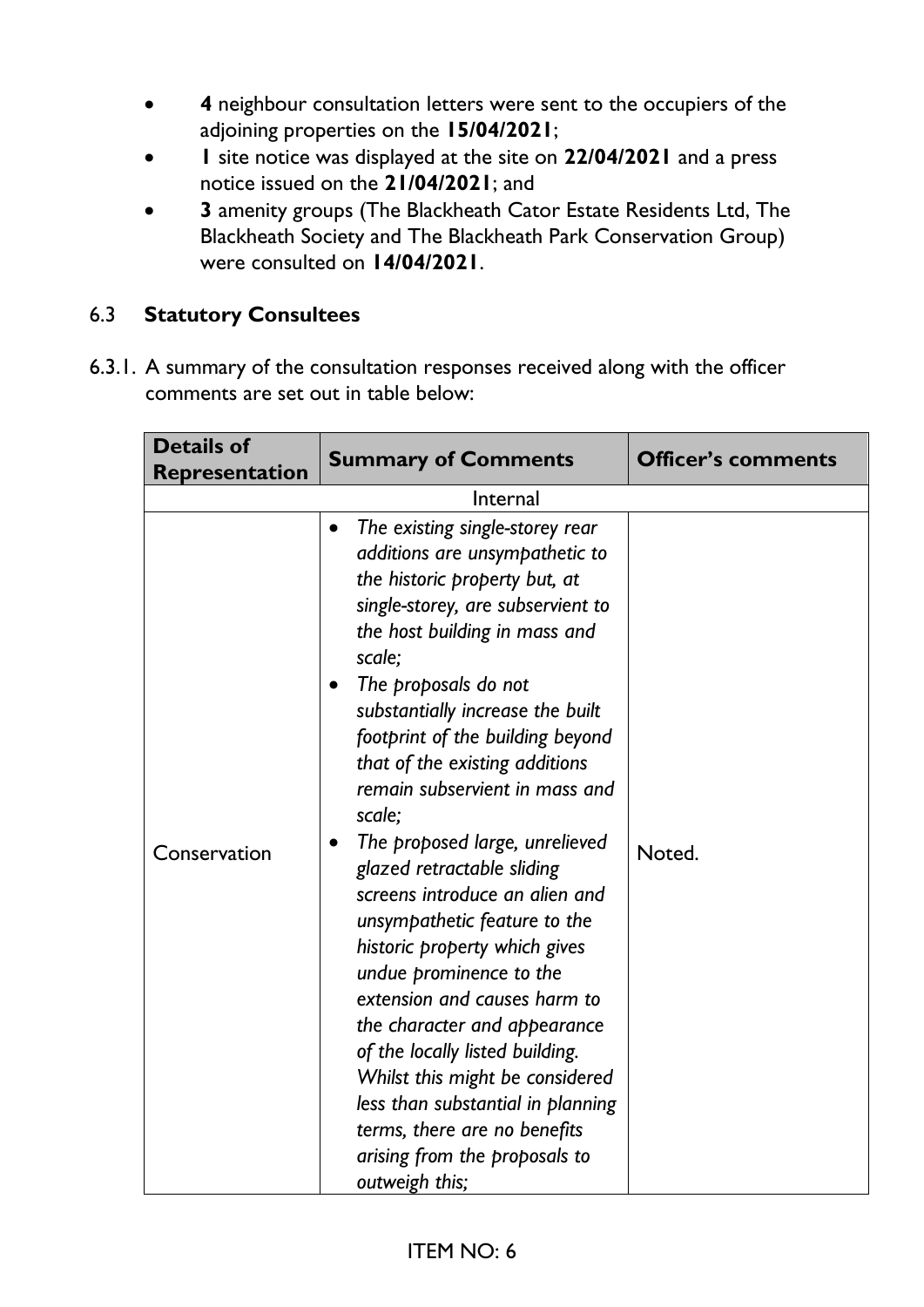- **4** neighbour consultation letters were sent to the occupiers of the adjoining properties on the **15/04/2021**;
- **1** site notice was displayed at the site on **22/04/2021** and a press notice issued on the **21/04/2021**; and
- **3** amenity groups (The Blackheath Cator Estate Residents Ltd, The Blackheath Society and The Blackheath Park Conservation Group) were consulted on **14/04/2021**.

## 6.3 Statutory Consultees

6.3.1. A summary of the consultation responses received along with the officer comments are set out in table below:

| Details of Representation | Summary of Comments | Officer's comments |
|---|---|---|
| Internal | | |
| Conservation | • *The existing single-storey rear additions are unsympathetic to the historic property but, at single-storey, are subservient to the host building in mass and scale;* <br> • *The proposals do not substantially increase the built footprint of the building beyond that of the existing additions remain subservient in mass and scale;* <br> • *The proposed large, unrelieved glazed retractable sliding screens introduce an alien and unsympathetic feature to the historic property which gives undue prominence to the extension and causes harm to the character and appearance of the locally listed building. Whilst this might be considered less than substantial in planning terms, there are no benefits arising from the proposals to outweigh this;* | Noted. |

ITEM NO: 6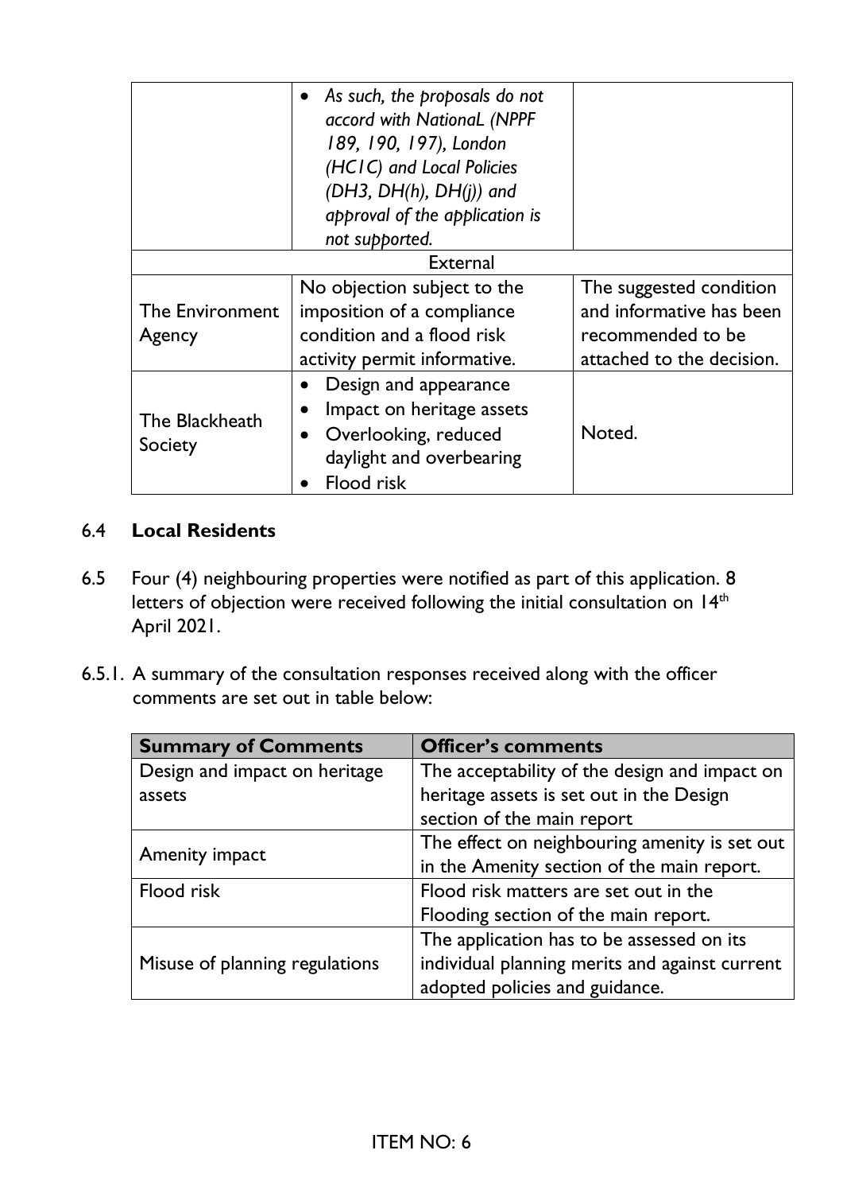| | | |
|---|---|---|
| | • *As such, the proposals do not accord with NationaL (NPPF 189, 190, 197), London (HC1C) and Local Policies (DH3, DH(h), DH(j)) and approval of the application is not supported.* | |
| External | | |
| The Environment Agency | No objection subject to the imposition of a compliance condition and a flood risk activity permit informative. | The suggested condition and informative has been recommended to be attached to the decision. |
| The Blackheath Society | • Design and appearance<br>• Impact on heritage assets<br>• Overlooking, reduced daylight and overbearing<br>• Flood risk | Noted. |

6.4 **Local Residents**

6.5 Four (4) neighbouring properties were notified as part of this application. 8 letters of objection were received following the initial consultation on 14th April 2021.

6.5.1. A summary of the consultation responses received along with the officer comments are set out in table below:

| Summary of Comments | Officer's comments |
|---|---|
| Design and impact on heritage assets | The acceptability of the design and impact on heritage assets is set out in the Design section of the main report |
| Amenity impact | The effect on neighbouring amenity is set out in the Amenity section of the main report. |
| Flood risk | Flood risk matters are set out in the Flooding section of the main report. |
| Misuse of planning regulations | The application has to be assessed on its individual planning merits and against current adopted policies and guidance. |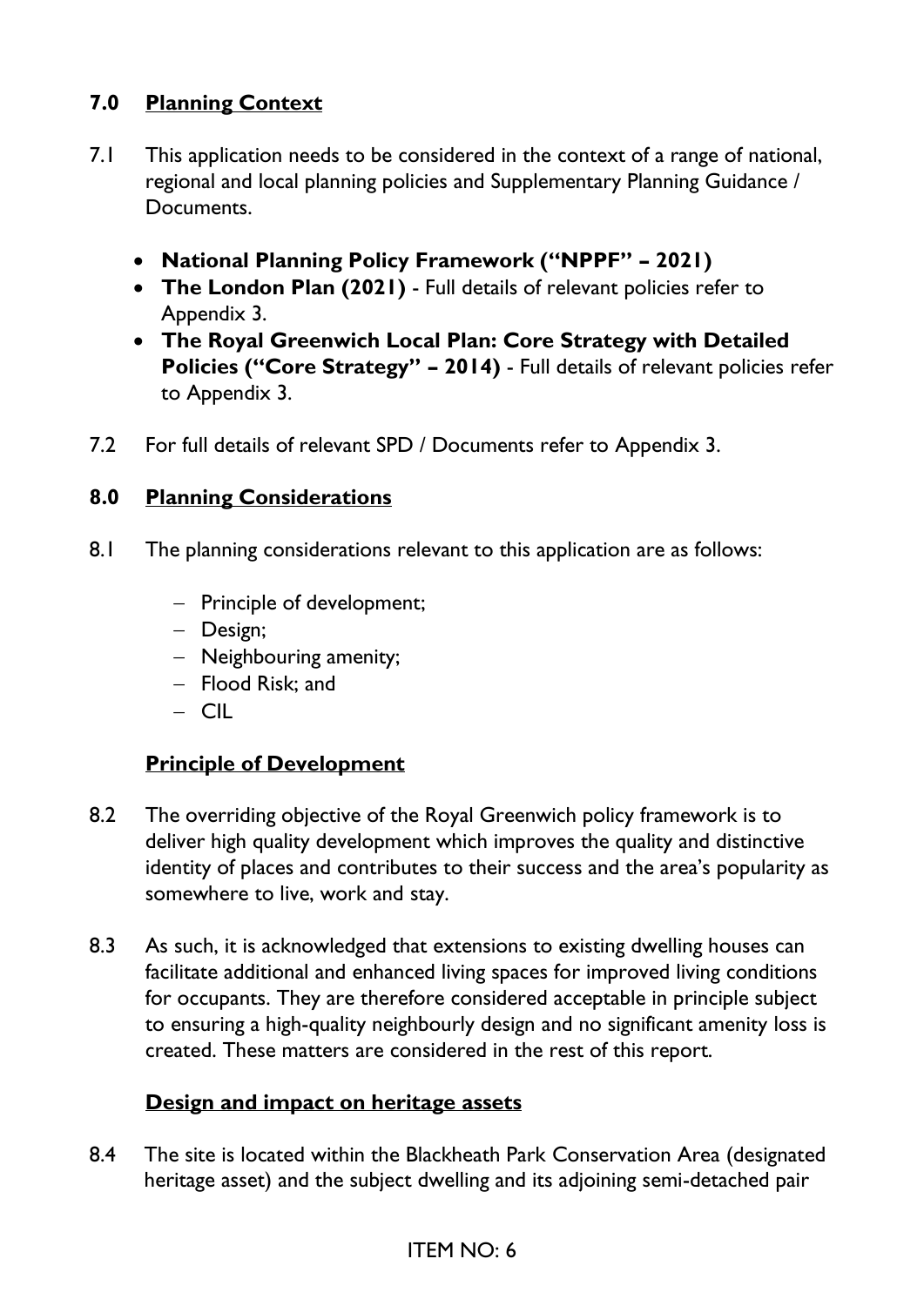## 7.0 Planning Context

7.1 This application needs to be considered in the context of a range of national, regional and local planning policies and Supplementary Planning Guidance / Documents.

- **National Planning Policy Framework ("NPPF" – 2021)**
- **The London Plan (2021)** - Full details of relevant policies refer to Appendix 3.
- **The Royal Greenwich Local Plan: Core Strategy with Detailed Policies ("Core Strategy" – 2014)** - Full details of relevant policies refer to Appendix 3.

7.2 For full details of relevant SPD / Documents refer to Appendix 3.

## 8.0 Planning Considerations

8.1 The planning considerations relevant to this application are as follows:

- Principle of development;
- Design;
- Neighbouring amenity;
- Flood Risk; and
- CIL

### Principle of Development

8.2 The overriding objective of the Royal Greenwich policy framework is to deliver high quality development which improves the quality and distinctive identity of places and contributes to their success and the area's popularity as somewhere to live, work and stay.

8.3 As such, it is acknowledged that extensions to existing dwelling houses can facilitate additional and enhanced living spaces for improved living conditions for occupants. They are therefore considered acceptable in principle subject to ensuring a high-quality neighbourly design and no significant amenity loss is created. These matters are considered in the rest of this report.

### Design and impact on heritage assets

8.4 The site is located within the Blackheath Park Conservation Area (designated heritage asset) and the subject dwelling and its adjoining semi-detached pair

ITEM NO: 6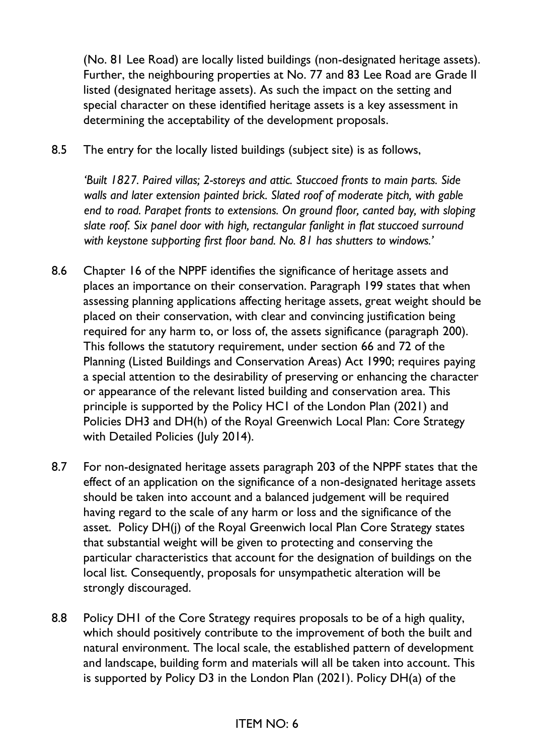(No. 81 Lee Road) are locally listed buildings (non-designated heritage assets). Further, the neighbouring properties at No. 77 and 83 Lee Road are Grade II listed (designated heritage assets). As such the impact on the setting and special character on these identified heritage assets is a key assessment in determining the acceptability of the development proposals.

8.5 The entry for the locally listed buildings (subject site) is as follows,

*'Built 1827. Paired villas; 2-storeys and attic. Stuccoed fronts to main parts. Side walls and later extension painted brick. Slated roof of moderate pitch, with gable end to road. Parapet fronts to extensions. On ground floor, canted bay, with sloping slate roof. Six panel door with high, rectangular fanlight in flat stuccoed surround with keystone supporting first floor band. No. 81 has shutters to windows.'*

8.6 Chapter 16 of the NPPF identifies the significance of heritage assets and places an importance on their conservation. Paragraph 199 states that when assessing planning applications affecting heritage assets, great weight should be placed on their conservation, with clear and convincing justification being required for any harm to, or loss of, the assets significance (paragraph 200). This follows the statutory requirement, under section 66 and 72 of the Planning (Listed Buildings and Conservation Areas) Act 1990; requires paying a special attention to the desirability of preserving or enhancing the character or appearance of the relevant listed building and conservation area. This principle is supported by the Policy HC1 of the London Plan (2021) and Policies DH3 and DH(h) of the Royal Greenwich Local Plan: Core Strategy with Detailed Policies (July 2014).

8.7 For non-designated heritage assets paragraph 203 of the NPPF states that the effect of an application on the significance of a non-designated heritage assets should be taken into account and a balanced judgement will be required having regard to the scale of any harm or loss and the significance of the asset. Policy DH(j) of the Royal Greenwich local Plan Core Strategy states that substantial weight will be given to protecting and conserving the particular characteristics that account for the designation of buildings on the local list. Consequently, proposals for unsympathetic alteration will be strongly discouraged.

8.8 Policy DH1 of the Core Strategy requires proposals to be of a high quality, which should positively contribute to the improvement of both the built and natural environment. The local scale, the established pattern of development and landscape, building form and materials will all be taken into account. This is supported by Policy D3 in the London Plan (2021). Policy DH(a) of the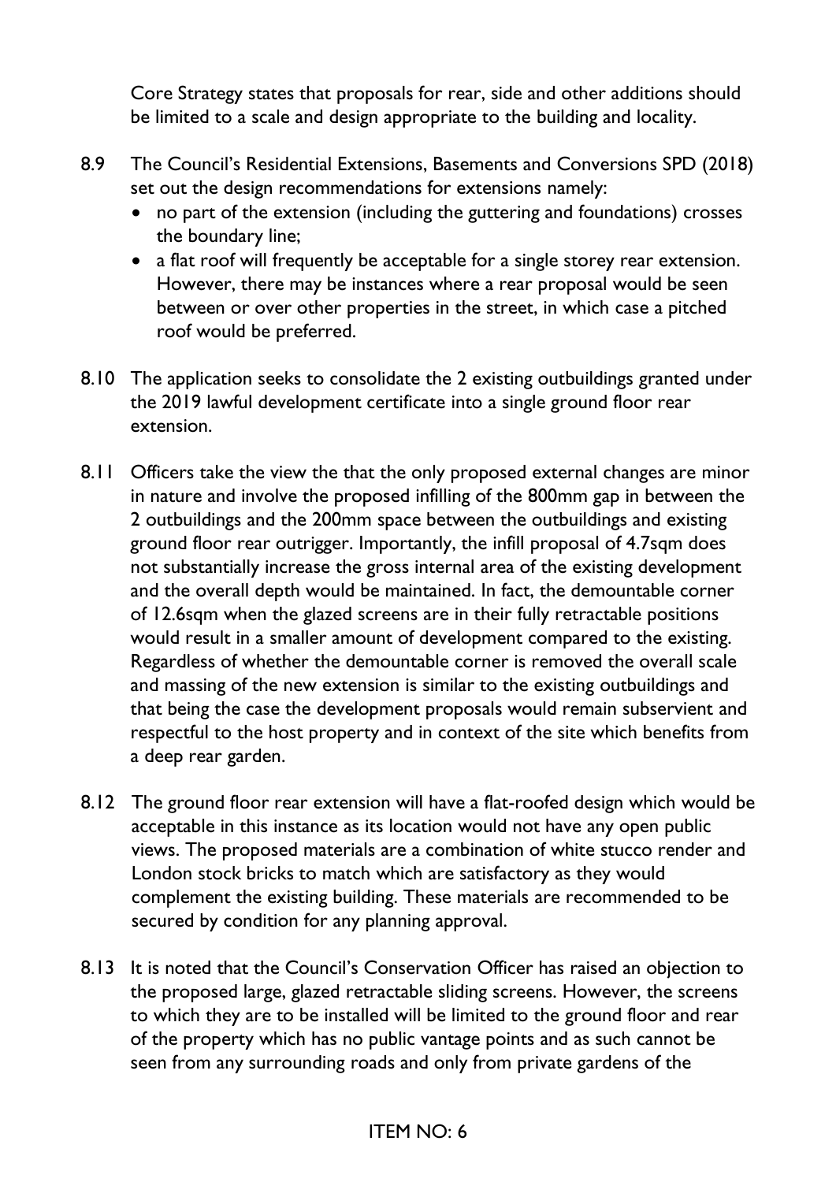Core Strategy states that proposals for rear, side and other additions should be limited to a scale and design appropriate to the building and locality.

8.9 The Council's Residential Extensions, Basements and Conversions SPD (2018) set out the design recommendations for extensions namely:

- no part of the extension (including the guttering and foundations) crosses the boundary line;
- a flat roof will frequently be acceptable for a single storey rear extension. However, there may be instances where a rear proposal would be seen between or over other properties in the street, in which case a pitched roof would be preferred.

8.10 The application seeks to consolidate the 2 existing outbuildings granted under the 2019 lawful development certificate into a single ground floor rear extension.

8.11 Officers take the view the that the only proposed external changes are minor in nature and involve the proposed infilling of the 800mm gap in between the 2 outbuildings and the 200mm space between the outbuildings and existing ground floor rear outrigger. Importantly, the infill proposal of 4.7sqm does not substantially increase the gross internal area of the existing development and the overall depth would be maintained. In fact, the demountable corner of 12.6sqm when the glazed screens are in their fully retractable positions would result in a smaller amount of development compared to the existing. Regardless of whether the demountable corner is removed the overall scale and massing of the new extension is similar to the existing outbuildings and that being the case the development proposals would remain subservient and respectful to the host property and in context of the site which benefits from a deep rear garden.

8.12 The ground floor rear extension will have a flat-roofed design which would be acceptable in this instance as its location would not have any open public views. The proposed materials are a combination of white stucco render and London stock bricks to match which are satisfactory as they would complement the existing building. These materials are recommended to be secured by condition for any planning approval.

8.13 It is noted that the Council's Conservation Officer has raised an objection to the proposed large, glazed retractable sliding screens. However, the screens to which they are to be installed will be limited to the ground floor and rear of the property which has no public vantage points and as such cannot be seen from any surrounding roads and only from private gardens of the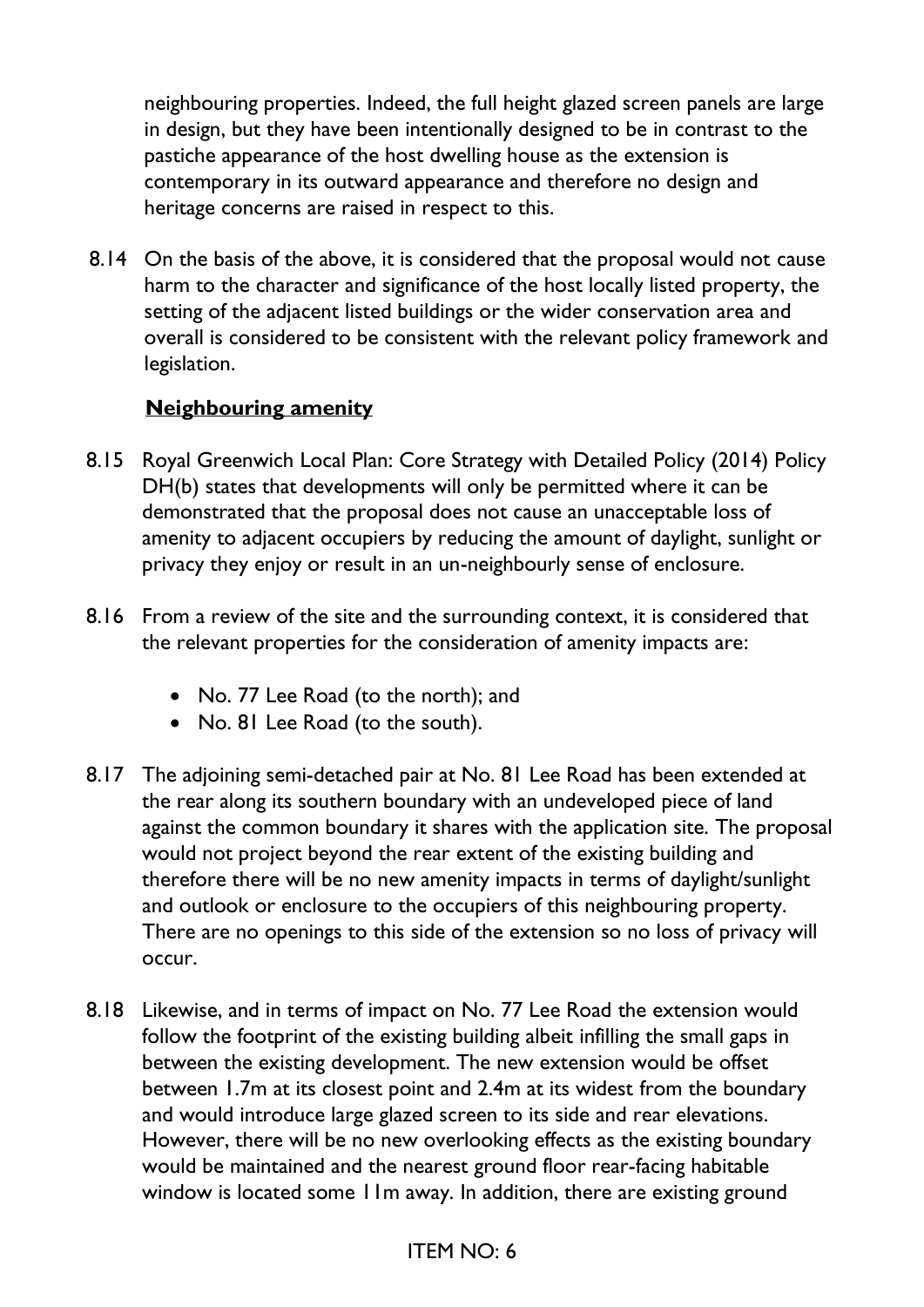neighbouring properties. Indeed, the full height glazed screen panels are large in design, but they have been intentionally designed to be in contrast to the pastiche appearance of the host dwelling house as the extension is contemporary in its outward appearance and therefore no design and heritage concerns are raised in respect to this.

8.14 On the basis of the above, it is considered that the proposal would not cause harm to the character and significance of the host locally listed property, the setting of the adjacent listed buildings or the wider conservation area and overall is considered to be consistent with the relevant policy framework and legislation.

**Neighbouring amenity**

8.15 Royal Greenwich Local Plan: Core Strategy with Detailed Policy (2014) Policy DH(b) states that developments will only be permitted where it can be demonstrated that the proposal does not cause an unacceptable loss of amenity to adjacent occupiers by reducing the amount of daylight, sunlight or privacy they enjoy or result in an un-neighbourly sense of enclosure.

8.16 From a review of the site and the surrounding context, it is considered that the relevant properties for the consideration of amenity impacts are:

- No. 77 Lee Road (to the north); and
- No. 81 Lee Road (to the south).

8.17 The adjoining semi-detached pair at No. 81 Lee Road has been extended at the rear along its southern boundary with an undeveloped piece of land against the common boundary it shares with the application site. The proposal would not project beyond the rear extent of the existing building and therefore there will be no new amenity impacts in terms of daylight/sunlight and outlook or enclosure to the occupiers of this neighbouring property. There are no openings to this side of the extension so no loss of privacy will occur.

8.18 Likewise, and in terms of impact on No. 77 Lee Road the extension would follow the footprint of the existing building albeit infilling the small gaps in between the existing development. The new extension would be offset between 1.7m at its closest point and 2.4m at its widest from the boundary and would introduce large glazed screen to its side and rear elevations. However, there will be no new overlooking effects as the existing boundary would be maintained and the nearest ground floor rear-facing habitable window is located some 11m away. In addition, there are existing ground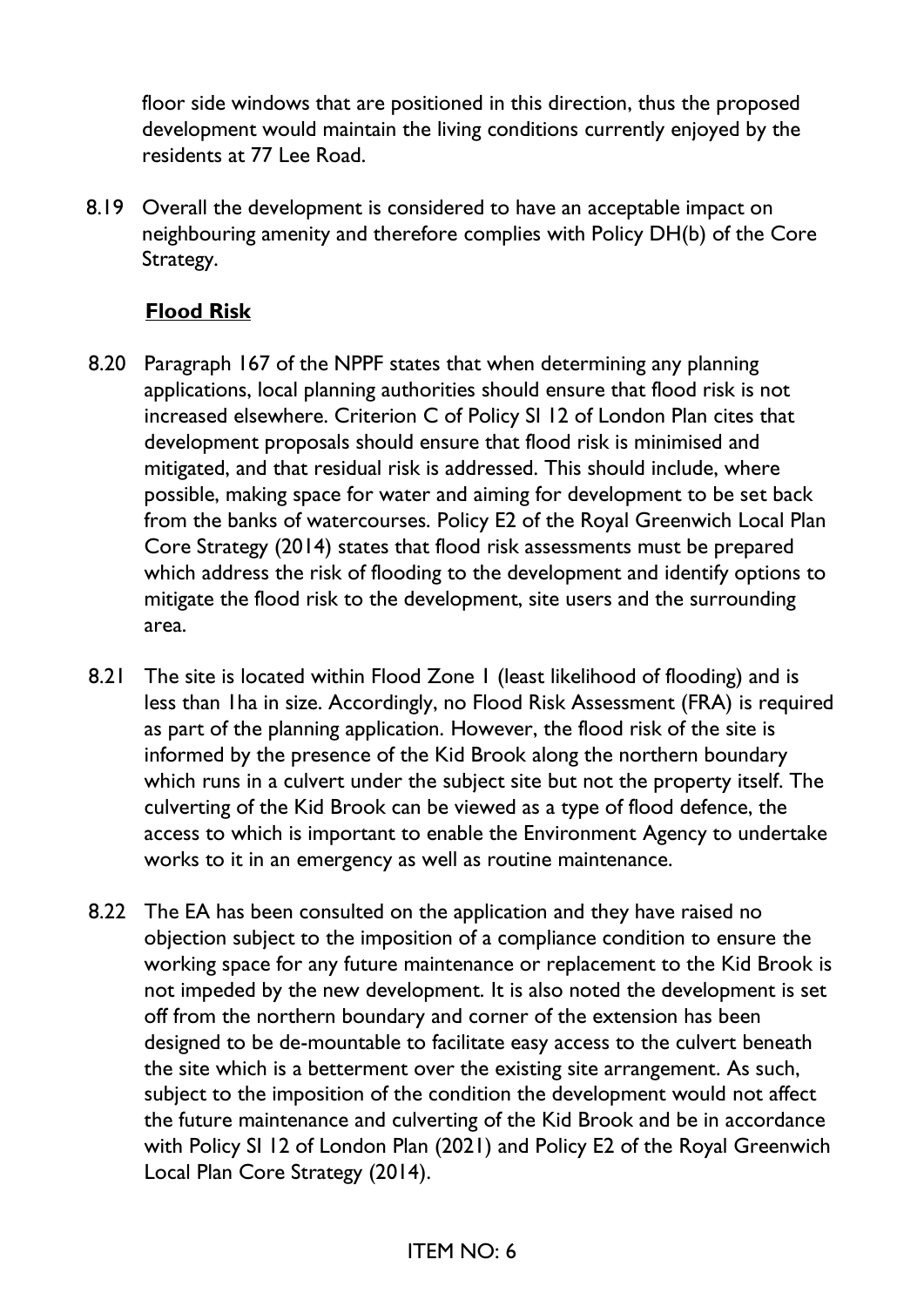floor side windows that are positioned in this direction, thus the proposed development would maintain the living conditions currently enjoyed by the residents at 77 Lee Road.

8.19 Overall the development is considered to have an acceptable impact on neighbouring amenity and therefore complies with Policy DH(b) of the Core Strategy.

**Flood Risk**

8.20 Paragraph 167 of the NPPF states that when determining any planning applications, local planning authorities should ensure that flood risk is not increased elsewhere. Criterion C of Policy SI 12 of London Plan cites that development proposals should ensure that flood risk is minimised and mitigated, and that residual risk is addressed. This should include, where possible, making space for water and aiming for development to be set back from the banks of watercourses. Policy E2 of the Royal Greenwich Local Plan Core Strategy (2014) states that flood risk assessments must be prepared which address the risk of flooding to the development and identify options to mitigate the flood risk to the development, site users and the surrounding area.

8.21 The site is located within Flood Zone 1 (least likelihood of flooding) and is less than 1ha in size. Accordingly, no Flood Risk Assessment (FRA) is required as part of the planning application. However, the flood risk of the site is informed by the presence of the Kid Brook along the northern boundary which runs in a culvert under the subject site but not the property itself. The culverting of the Kid Brook can be viewed as a type of flood defence, the access to which is important to enable the Environment Agency to undertake works to it in an emergency as well as routine maintenance.

8.22 The EA has been consulted on the application and they have raised no objection subject to the imposition of a compliance condition to ensure the working space for any future maintenance or replacement to the Kid Brook is not impeded by the new development. It is also noted the development is set off from the northern boundary and corner of the extension has been designed to be de-mountable to facilitate easy access to the culvert beneath the site which is a betterment over the existing site arrangement. As such, subject to the imposition of the condition the development would not affect the future maintenance and culverting of the Kid Brook and be in accordance with Policy SI 12 of London Plan (2021) and Policy E2 of the Royal Greenwich Local Plan Core Strategy (2014).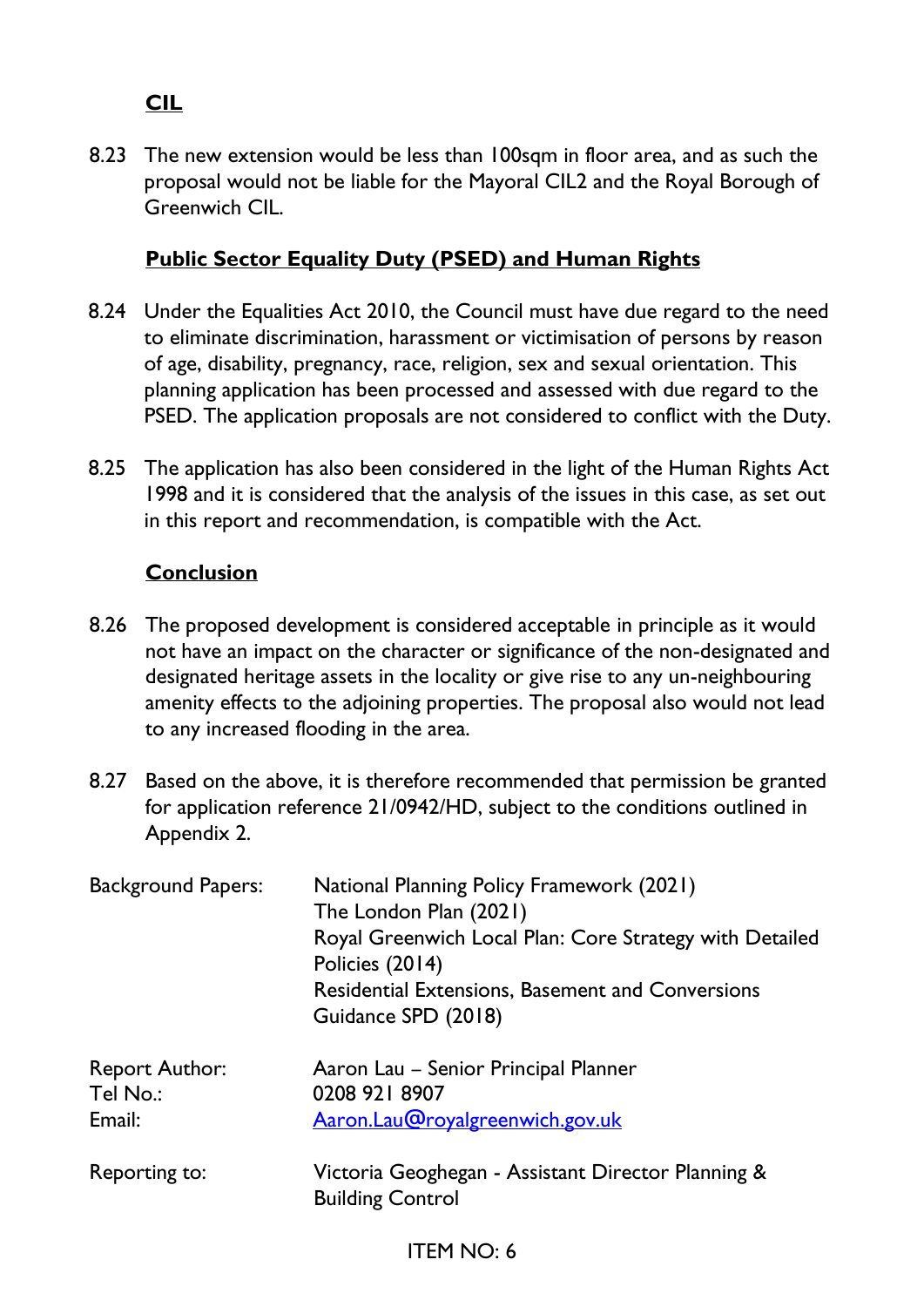### CIL

8.23 The new extension would be less than 100sqm in floor area, and as such the proposal would not be liable for the Mayoral CIL2 and the Royal Borough of Greenwich CIL.

### Public Sector Equality Duty (PSED) and Human Rights

8.24 Under the Equalities Act 2010, the Council must have due regard to the need to eliminate discrimination, harassment or victimisation of persons by reason of age, disability, pregnancy, race, religion, sex and sexual orientation. This planning application has been processed and assessed with due regard to the PSED. The application proposals are not considered to conflict with the Duty.

8.25 The application has also been considered in the light of the Human Rights Act 1998 and it is considered that the analysis of the issues in this case, as set out in this report and recommendation, is compatible with the Act.

### Conclusion

8.26 The proposed development is considered acceptable in principle as it would not have an impact on the character or significance of the non-designated and designated heritage assets in the locality or give rise to any un-neighbouring amenity effects to the adjoining properties. The proposal also would not lead to any increased flooding in the area.

8.27 Based on the above, it is therefore recommended that permission be granted for application reference 21/0942/HD, subject to the conditions outlined in Appendix 2.

| | |
|---|---|
| Background Papers: | National Planning Policy Framework (2021)<br>The London Plan (2021)<br>Royal Greenwich Local Plan: Core Strategy with Detailed Policies (2014)<br>Residential Extensions, Basement and Conversions Guidance SPD (2018) |
| Report Author: | Aaron Lau – Senior Principal Planner |
| Tel No.: | 0208 921 8907 |
| Email: | Aaron.Lau@royalgreenwich.gov.uk |
| Reporting to: | Victoria Geoghegan - Assistant Director Planning & Building Control |

ITEM NO: 6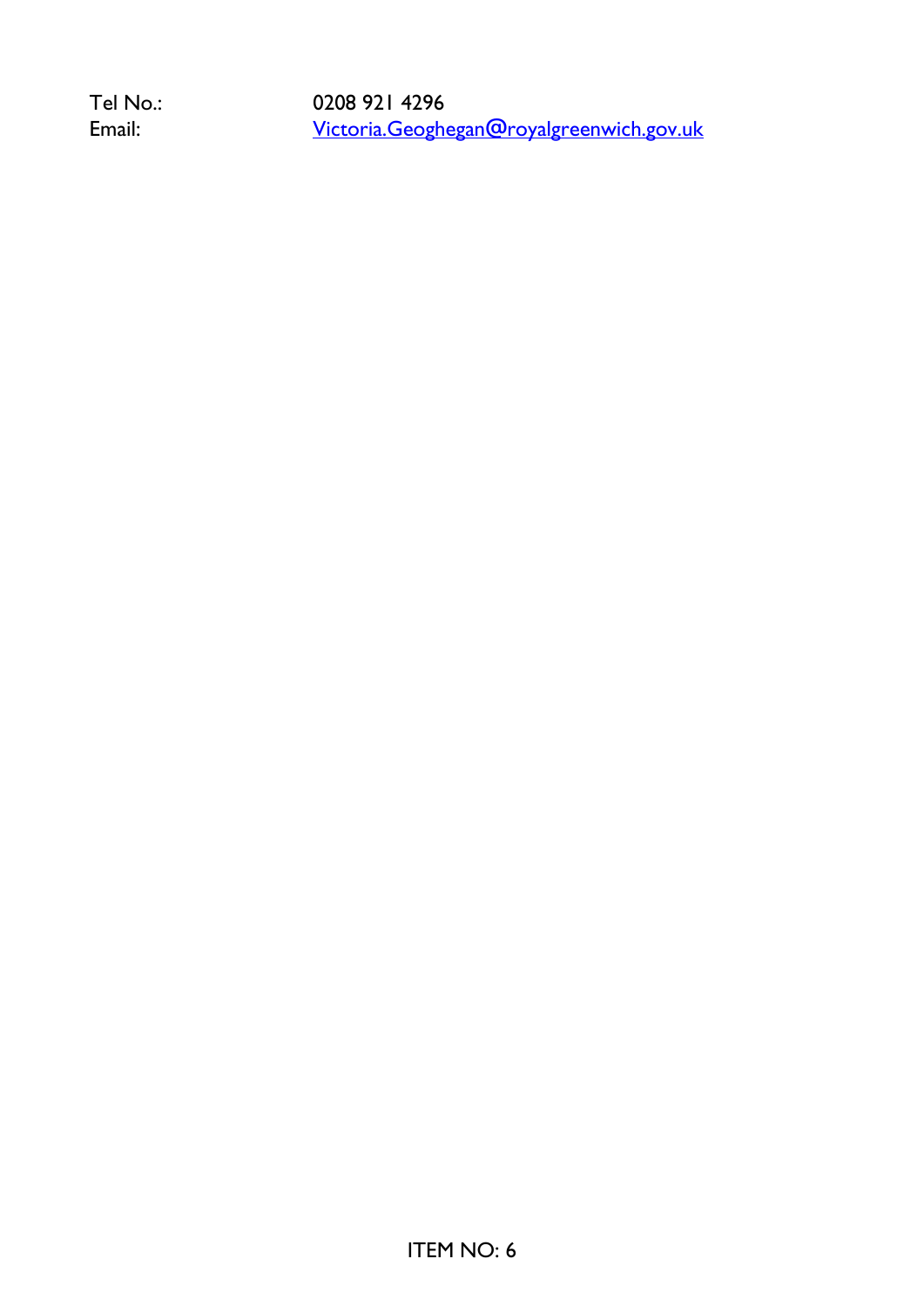Tel No.: 0208 921 4296

Email: Victoria.Geoghegan@royalgreenwich.gov.uk

ITEM NO: 6